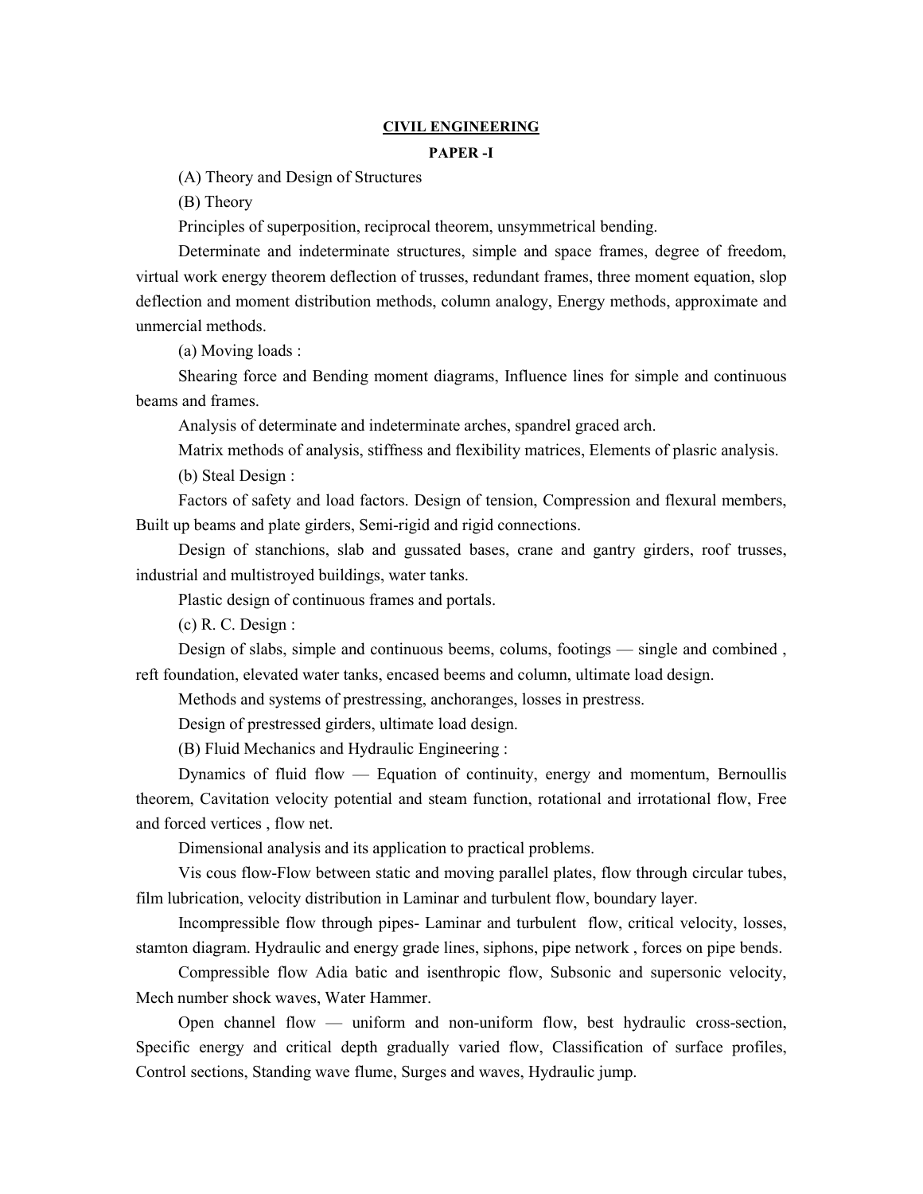# CIVIL ENGINEERING

## PAPER -I

(A) Theory and Design of Structures

(B) Theory

Principles of superposition, reciprocal theorem, unsymmetrical bending.

Determinate and indeterminate structures, simple and space frames, degree of freedom, virtual work energy theorem deflection of trusses, redundant frames, three moment equation, slop deflection and moment distribution methods, column analogy, Energy methods, approximate and unmercial methods.

(a) Moving loads :

Shearing force and Bending moment diagrams, Influence lines for simple and continuous beams and frames.

Analysis of determinate and indeterminate arches, spandrel graced arch.

Matrix methods of analysis, stiffness and flexibility matrices, Elements of plasric analysis.

(b) Steal Design :

Factors of safety and load factors. Design of tension, Compression and flexural members, Built up beams and plate girders, Semi-rigid and rigid connections.

Design of stanchions, slab and gussated bases, crane and gantry girders, roof trusses, industrial and multistroyed buildings, water tanks.

Plastic design of continuous frames and portals.

(c) R. C. Design :

Design of slabs, simple and continuous beems, colums, footings — single and combined , reft foundation, elevated water tanks, encased beems and column, ultimate load design.

Methods and systems of prestressing, anchoranges, losses in prestress.

Design of prestressed girders, ultimate load design.

(B) Fluid Mechanics and Hydraulic Engineering :

Dynamics of fluid flow — Equation of continuity, energy and momentum, Bernoullis theorem, Cavitation velocity potential and steam function, rotational and irrotational flow, Free and forced vertices , flow net.

Dimensional analysis and its application to practical problems.

Vis cous flow-Flow between static and moving parallel plates, flow through circular tubes, film lubrication, velocity distribution in Laminar and turbulent flow, boundary layer.

Incompressible flow through pipes- Laminar and turbulent flow, critical velocity, losses, stamton diagram. Hydraulic and energy grade lines, siphons, pipe network , forces on pipe bends.

Compressible flow Adia batic and isenthropic flow, Subsonic and supersonic velocity, Mech number shock waves, Water Hammer.

Open channel flow — uniform and non-uniform flow, best hydraulic cross-section, Specific energy and critical depth gradually varied flow, Classification of surface profiles, Control sections, Standing wave flume, Surges and waves, Hydraulic jump.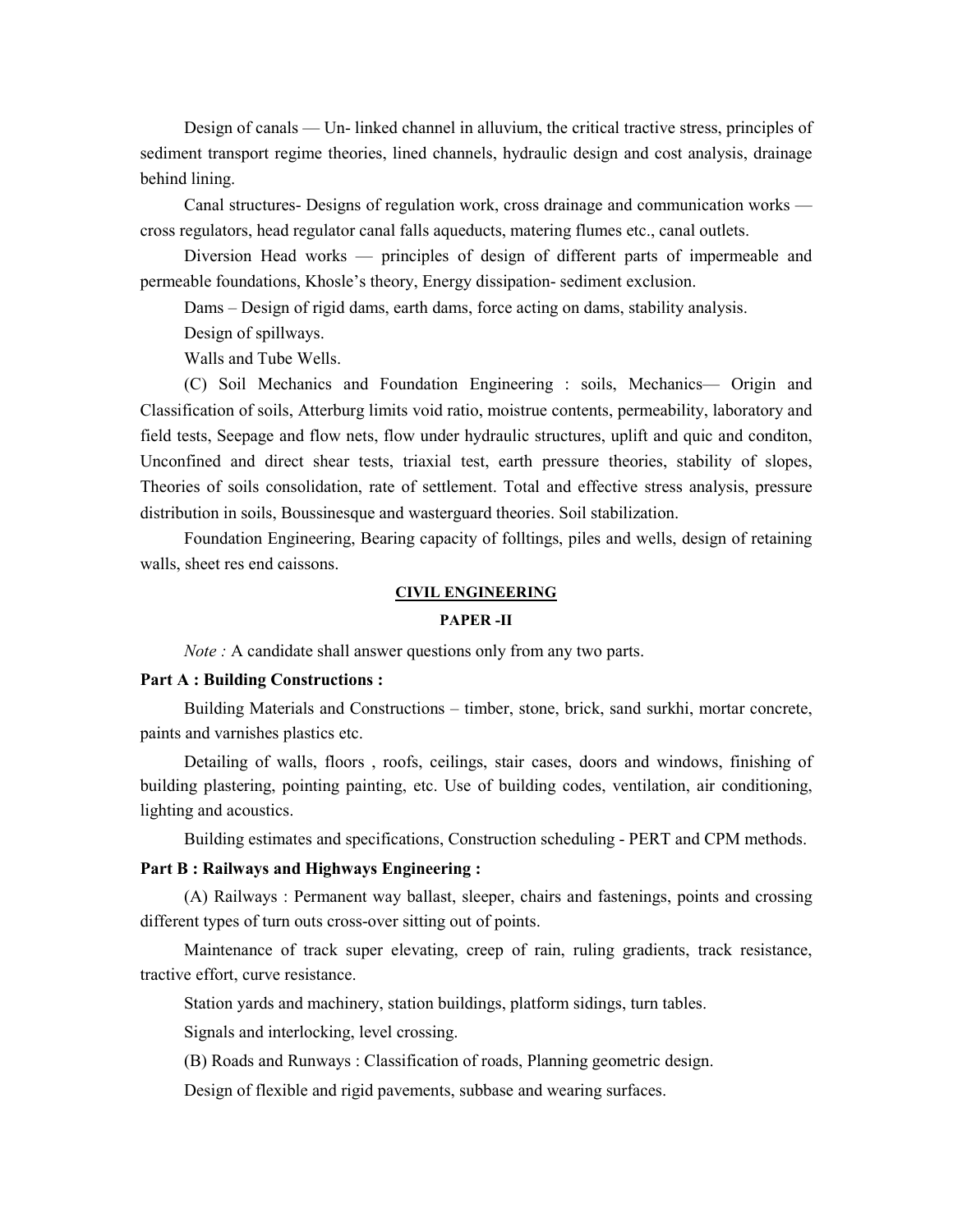Design of canals — Un- linked channel in alluvium, the critical tractive stress, principles of sediment transport regime theories, lined channels, hydraulic design and cost analysis, drainage behind lining.

Canal structures- Designs of regulation work, cross drainage and communication works — cross regulators, head regulator canal falls aqueducts, matering flumes etc., canal outlets.

Diversion Head works — principles of design of different parts of impermeable and permeable foundations, Khosle's theory, Energy dissipation- sediment exclusion.

Dams – Design of rigid dams, earth dams, force acting on dams, stability analysis.

Design of spillways.

Walls and Tube Wells.

(C) Soil Mechanics and Foundation Engineering : soils, Mechanics— Origin and Classification of soils, Atterburg limits void ratio, moistrue contents, permeability, laboratory and field tests, Seepage and flow nets, flow under hydraulic structures, uplift and quic and conditon, Unconfined and direct shear tests, triaxial test, earth pressure theories, stability of slopes, Theories of soils consolidation, rate of settlement. Total and effective stress analysis, pressure distribution in soils, Boussinesque and wasterguard theories. Soil stabilization.

Foundation Engineering, Bearing capacity of folltings, piles and wells, design of retaining walls, sheet res end caissons.

## CIVIL ENGINEERING

### PAPER -II

*Note :* A candidate shall answer questions only from any two parts.

**Part A : Building Constructions :**

Building Materials and Constructions – timber, stone, brick, sand surkhi, mortar concrete, paints and varnishes plastics etc.

Detailing of walls, floors , roofs, ceilings, stair cases, doors and windows, finishing of building plastering, pointing painting, etc. Use of building codes, ventilation, air conditioning, lighting and acoustics.

Building estimates and specifications, Construction scheduling - PERT and CPM methods.

**Part B : Railways and Highways Engineering :**

(A) Railways : Permanent way ballast, sleeper, chairs and fastenings, points and crossing different types of turn outs cross-over sitting out of points.

Maintenance of track super elevating, creep of rain, ruling gradients, track resistance, tractive effort, curve resistance.

Station yards and machinery, station buildings, platform sidings, turn tables.

Signals and interlocking, level crossing.

(B) Roads and Runways : Classification of roads, Planning geometric design.

Design of flexible and rigid pavements, subbase and wearing surfaces.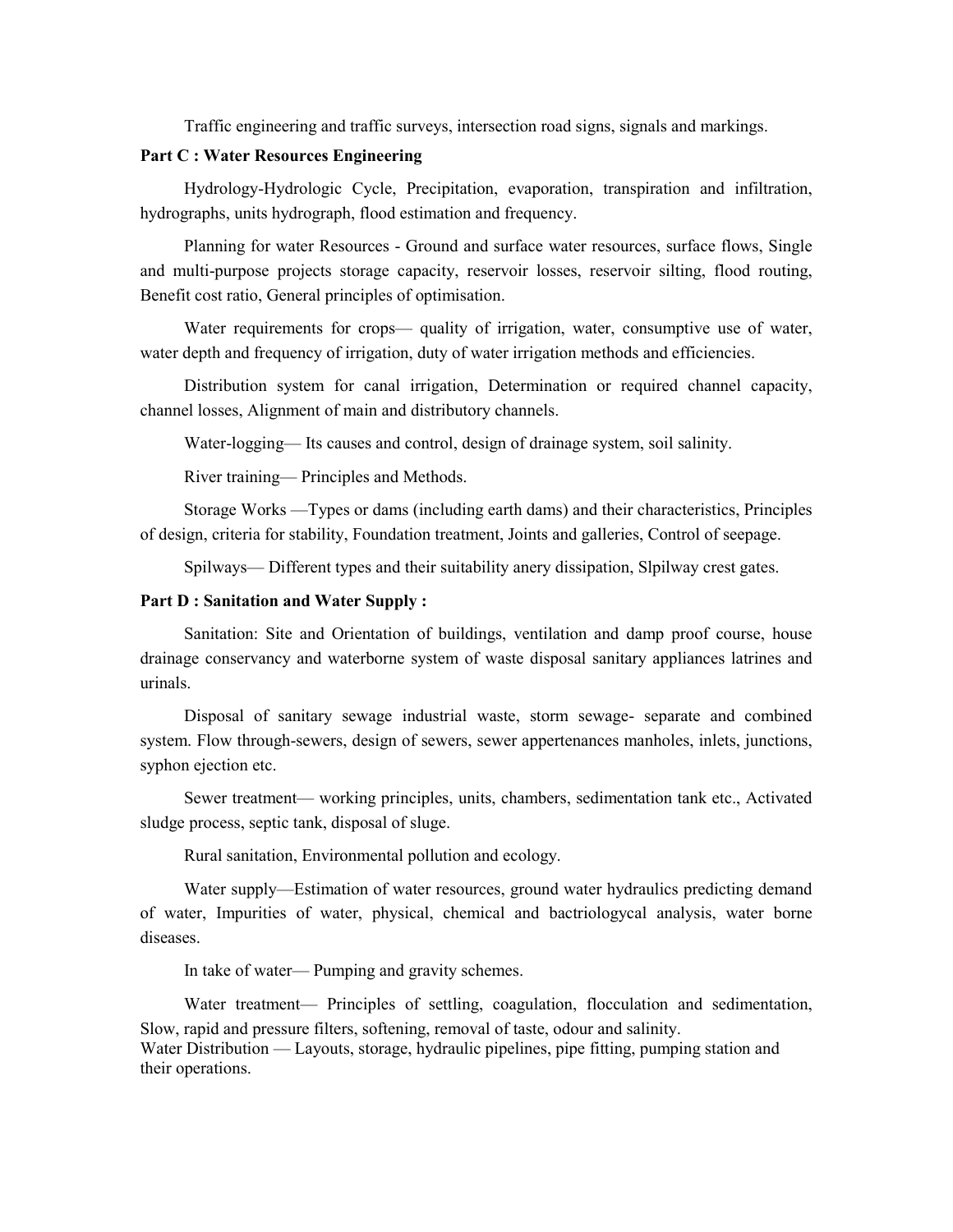Traffic engineering and traffic surveys, intersection road signs, signals and markings.

**Part C : Water Resources Engineering**

Hydrology-Hydrologic Cycle, Precipitation, evaporation, transpiration and infiltration, hydrographs, units hydrograph, flood estimation and frequency.

Planning for water Resources - Ground and surface water resources, surface flows, Single and multi-purpose projects storage capacity, reservoir losses, reservoir silting, flood routing, Benefit cost ratio, General principles of optimisation.

Water requirements for crops— quality of irrigation, water, consumptive use of water, water depth and frequency of irrigation, duty of water irrigation methods and efficiencies.

Distribution system for canal irrigation, Determination or required channel capacity, channel losses, Alignment of main and distributory channels.

Water-logging— Its causes and control, design of drainage system, soil salinity.

River training— Principles and Methods.

Storage Works —Types or dams (including earth dams) and their characteristics, Principles of design, criteria for stability, Foundation treatment, Joints and galleries, Control of seepage.

Spilways— Different types and their suitability anery dissipation, Slpilway crest gates.

**Part D : Sanitation and Water Supply :**

Sanitation: Site and Orientation of buildings, ventilation and damp proof course, house drainage conservancy and waterborne system of waste disposal sanitary appliances latrines and urinals.

Disposal of sanitary sewage industrial waste, storm sewage- separate and combined system. Flow through-sewers, design of sewers, sewer appertenances manholes, inlets, junctions, syphon ejection etc.

Sewer treatment— working principles, units, chambers, sedimentation tank etc., Activated sludge process, septic tank, disposal of sluge.

Rural sanitation, Environmental pollution and ecology.

Water supply—Estimation of water resources, ground water hydraulics predicting demand of water, Impurities of water, physical, chemical and bactriologycal analysis, water borne diseases.

In take of water— Pumping and gravity schemes.

Water treatment— Principles of settling, coagulation, flocculation and sedimentation, Slow, rapid and pressure filters, softening, removal of taste, odour and salinity.

Water Distribution — Layouts, storage, hydraulic pipelines, pipe fitting, pumping station and their operations.